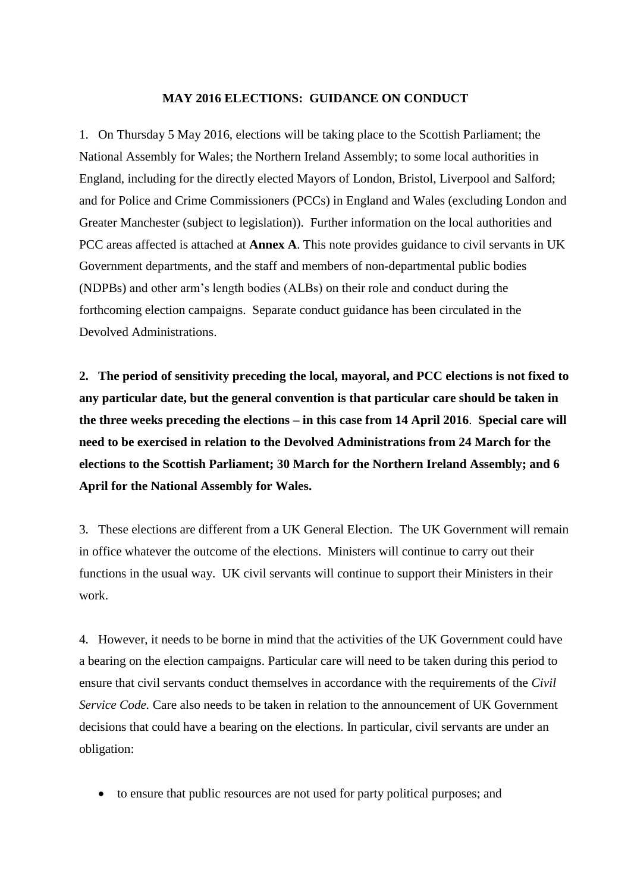**MAY 2016 ELECTIONS: GUIDANCE ON CONDUCT**

1. On Thursday 5 May 2016, elections will be taking place to the Scottish Parliament; the National Assembly for Wales; the Northern Ireland Assembly; to some local authorities in England, including for the directly elected Mayors of London, Bristol, Liverpool and Salford; and for Police and Crime Commissioners (PCCs) in England and Wales (excluding London and Greater Manchester (subject to legislation)). Further information on the local authorities and PCC areas affected is attached at **Annex A**. This note provides guidance to civil servants in UK Government departments, and the staff and members of non-departmental public bodies (NDPBs) and other arm's length bodies (ALBs) on their role and conduct during the forthcoming election campaigns. Separate conduct guidance has been circulated in the Devolved Administrations.

**2. The period of sensitivity preceding the local, mayoral, and PCC elections is not fixed to any particular date, but the general convention is that particular care should be taken in the three weeks preceding the elections – in this case from 14 April 2016. Special care will need to be exercised in relation to the Devolved Administrations from 24 March for the elections to the Scottish Parliament; 30 March for the Northern Ireland Assembly; and 6 April for the National Assembly for Wales.**

3. These elections are different from a UK General Election. The UK Government will remain in office whatever the outcome of the elections. Ministers will continue to carry out their functions in the usual way. UK civil servants will continue to support their Ministers in their work.

4. However, it needs to be borne in mind that the activities of the UK Government could have a bearing on the election campaigns. Particular care will need to be taken during this period to ensure that civil servants conduct themselves in accordance with the requirements of the *Civil Service Code.* Care also needs to be taken in relation to the announcement of UK Government decisions that could have a bearing on the elections. In particular, civil servants are under an obligation:

- to ensure that public resources are not used for party political purposes; and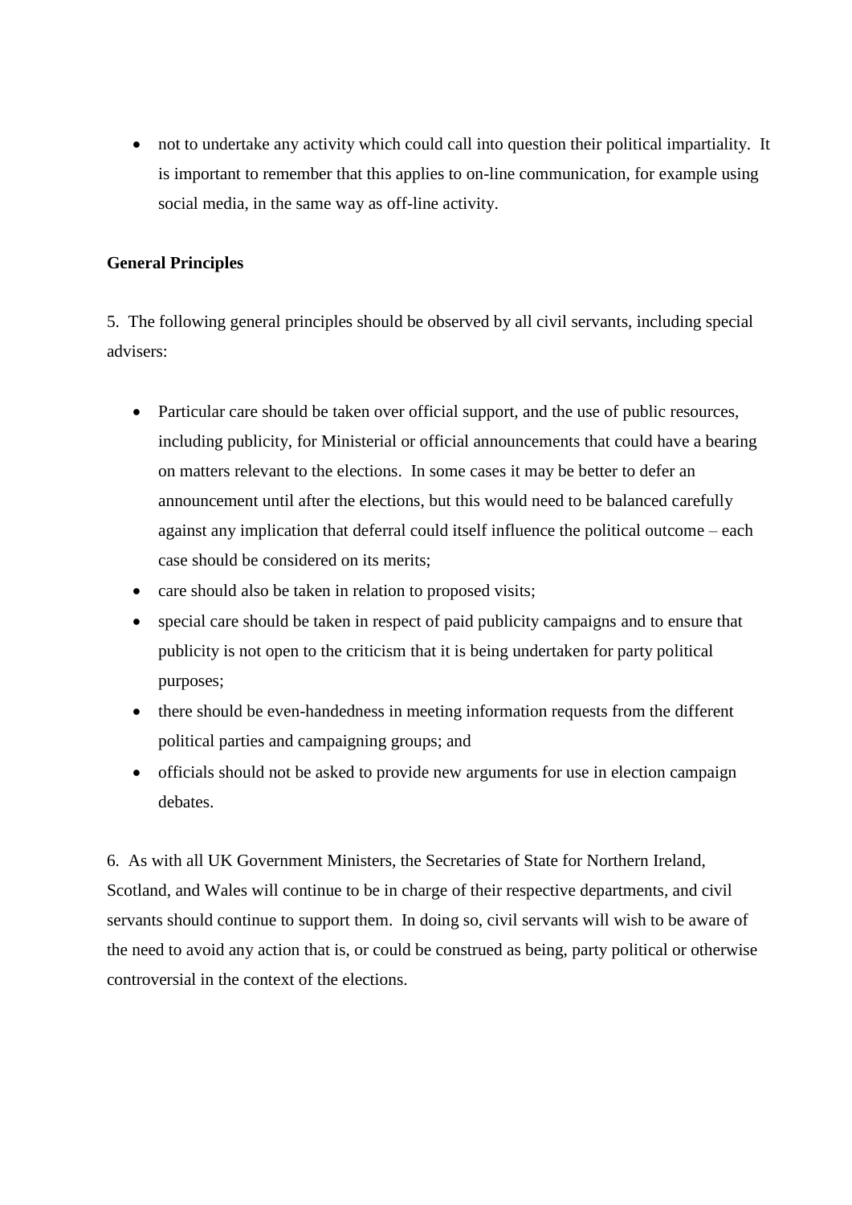- not to undertake any activity which could call into question their political impartiality.  It is important to remember that this applies to on-line communication, for example using social media, in the same way as off-line activity.

**General Principles**

5.  The following general principles should be observed by all civil servants, including special advisers:

- Particular care should be taken over official support, and the use of public resources, including publicity, for Ministerial or official announcements that could have a bearing on matters relevant to the elections.  In some cases it may be better to defer an announcement until after the elections, but this would need to be balanced carefully against any implication that deferral could itself influence the political outcome – each case should be considered on its merits;
- care should also be taken in relation to proposed visits;
- special care should be taken in respect of paid publicity campaigns and to ensure that publicity is not open to the criticism that it is being undertaken for party political purposes;
- there should be even-handedness in meeting information requests from the different political parties and campaigning groups; and
- officials should not be asked to provide new arguments for use in election campaign debates.

6.  As with all UK Government Ministers, the Secretaries of State for Northern Ireland, Scotland, and Wales will continue to be in charge of their respective departments, and civil servants should continue to support them.  In doing so, civil servants will wish to be aware of the need to avoid any action that is, or could be construed as being, party political or otherwise controversial in the context of the elections.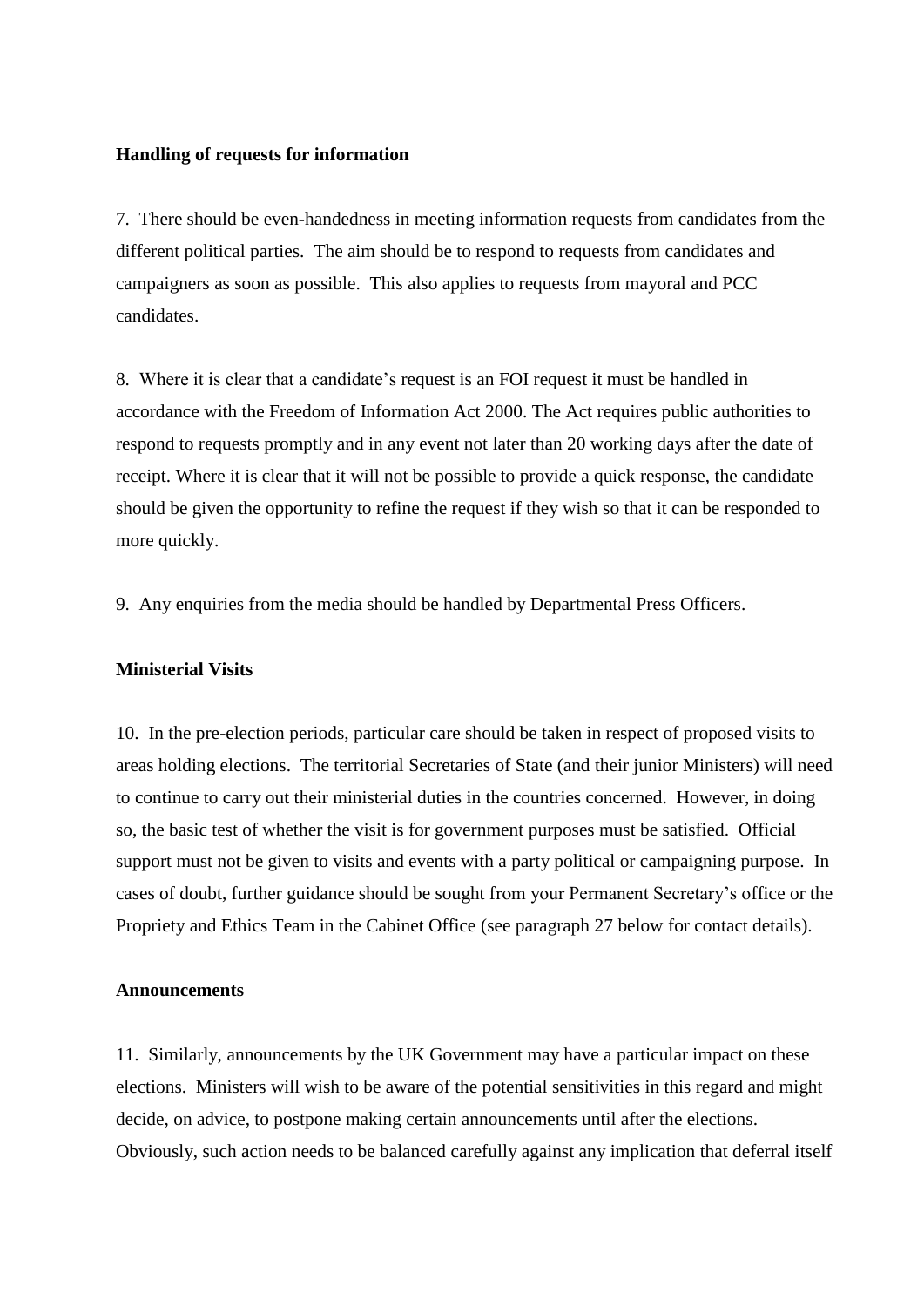**Handling of requests for information**

7. There should be even-handedness in meeting information requests from candidates from the different political parties. The aim should be to respond to requests from candidates and campaigners as soon as possible. This also applies to requests from mayoral and PCC candidates.

8. Where it is clear that a candidate's request is an FOI request it must be handled in accordance with the Freedom of Information Act 2000. The Act requires public authorities to respond to requests promptly and in any event not later than 20 working days after the date of receipt. Where it is clear that it will not be possible to provide a quick response, the candidate should be given the opportunity to refine the request if they wish so that it can be responded to more quickly.

9. Any enquiries from the media should be handled by Departmental Press Officers.

**Ministerial Visits**

10. In the pre-election periods, particular care should be taken in respect of proposed visits to areas holding elections. The territorial Secretaries of State (and their junior Ministers) will need to continue to carry out their ministerial duties in the countries concerned. However, in doing so, the basic test of whether the visit is for government purposes must be satisfied. Official support must not be given to visits and events with a party political or campaigning purpose. In cases of doubt, further guidance should be sought from your Permanent Secretary's office or the Propriety and Ethics Team in the Cabinet Office (see paragraph 27 below for contact details).

**Announcements**

11. Similarly, announcements by the UK Government may have a particular impact on these elections. Ministers will wish to be aware of the potential sensitivities in this regard and might decide, on advice, to postpone making certain announcements until after the elections. Obviously, such action needs to be balanced carefully against any implication that deferral itself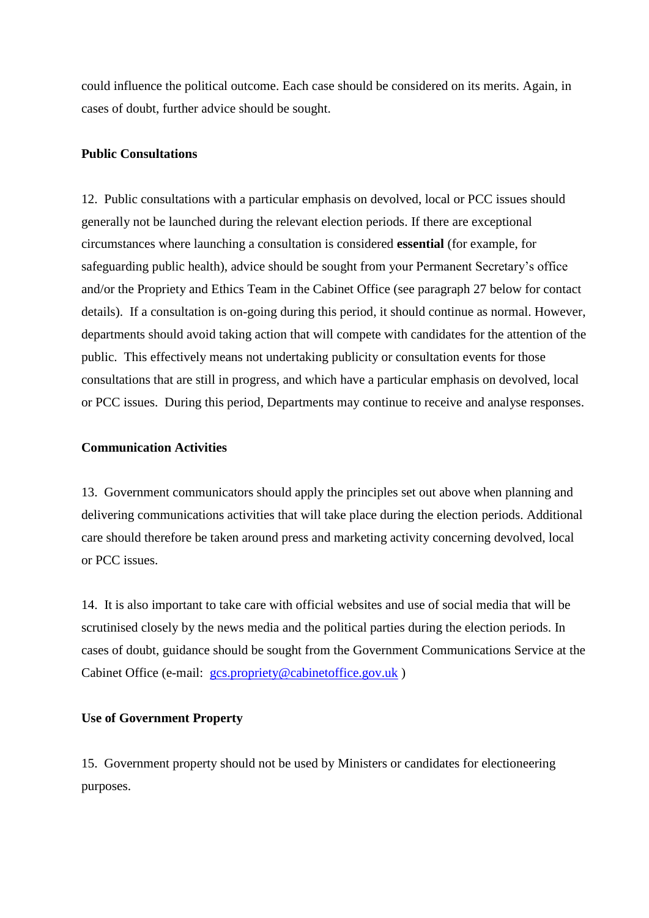could influence the political outcome. Each case should be considered on its merits. Again, in cases of doubt, further advice should be sought.

**Public Consultations**

12. Public consultations with a particular emphasis on devolved, local or PCC issues should generally not be launched during the relevant election periods. If there are exceptional circumstances where launching a consultation is considered **essential** (for example, for safeguarding public health), advice should be sought from your Permanent Secretary's office and/or the Propriety and Ethics Team in the Cabinet Office (see paragraph 27 below for contact details). If a consultation is on-going during this period, it should continue as normal. However, departments should avoid taking action that will compete with candidates for the attention of the public. This effectively means not undertaking publicity or consultation events for those consultations that are still in progress, and which have a particular emphasis on devolved, local or PCC issues. During this period, Departments may continue to receive and analyse responses.

**Communication Activities**

13. Government communicators should apply the principles set out above when planning and delivering communications activities that will take place during the election periods. Additional care should therefore be taken around press and marketing activity concerning devolved, local or PCC issues.

14. It is also important to take care with official websites and use of social media that will be scrutinised closely by the news media and the political parties during the election periods. In cases of doubt, guidance should be sought from the Government Communications Service at the Cabinet Office (e-mail: gcs.propriety@cabinetoffice.gov.uk )

**Use of Government Property**

15. Government property should not be used by Ministers or candidates for electioneering purposes.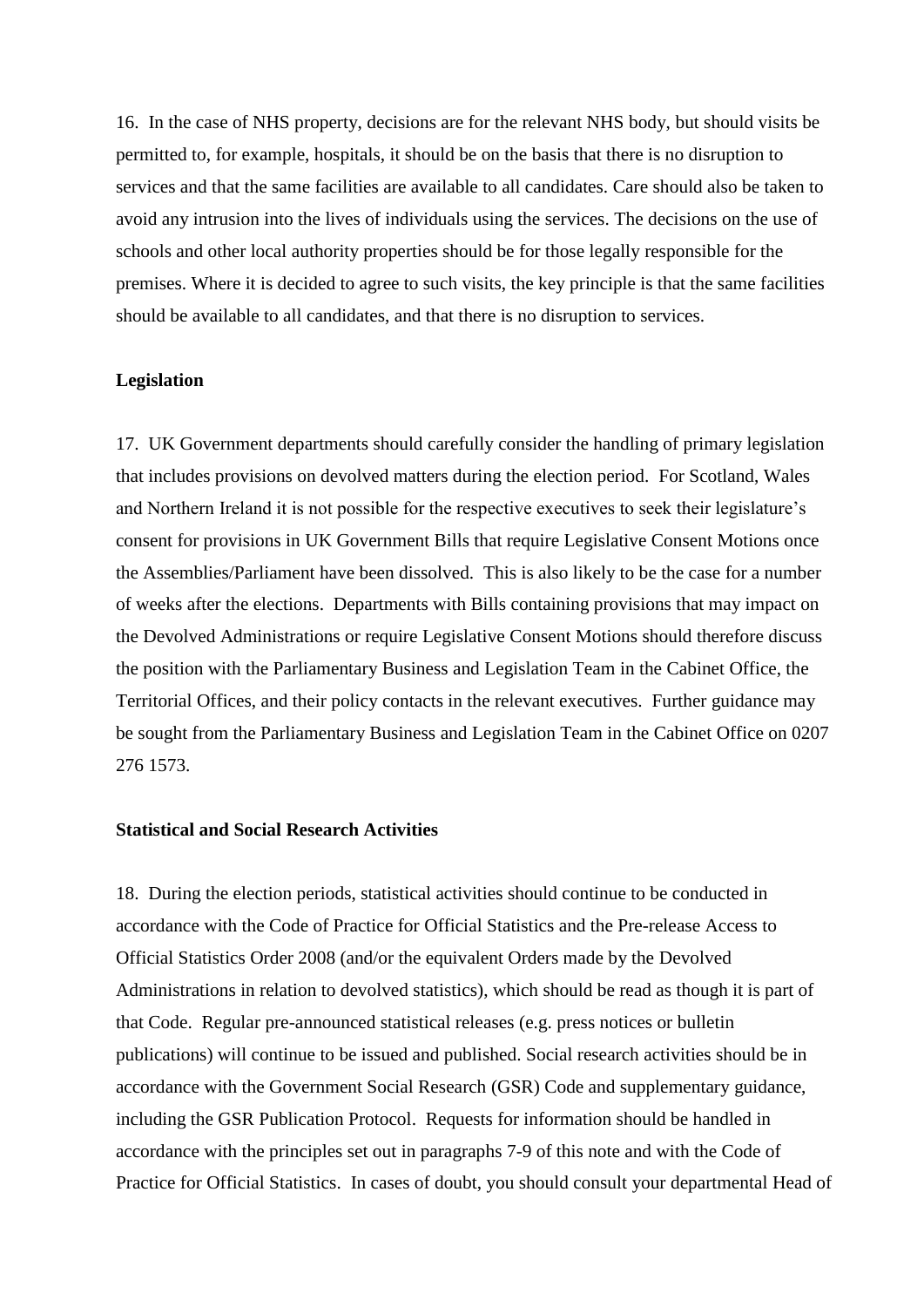16. In the case of NHS property, decisions are for the relevant NHS body, but should visits be permitted to, for example, hospitals, it should be on the basis that there is no disruption to services and that the same facilities are available to all candidates. Care should also be taken to avoid any intrusion into the lives of individuals using the services. The decisions on the use of schools and other local authority properties should be for those legally responsible for the premises. Where it is decided to agree to such visits, the key principle is that the same facilities should be available to all candidates, and that there is no disruption to services.

**Legislation**

17. UK Government departments should carefully consider the handling of primary legislation that includes provisions on devolved matters during the election period. For Scotland, Wales and Northern Ireland it is not possible for the respective executives to seek their legislature's consent for provisions in UK Government Bills that require Legislative Consent Motions once the Assemblies/Parliament have been dissolved. This is also likely to be the case for a number of weeks after the elections. Departments with Bills containing provisions that may impact on the Devolved Administrations or require Legislative Consent Motions should therefore discuss the position with the Parliamentary Business and Legislation Team in the Cabinet Office, the Territorial Offices, and their policy contacts in the relevant executives. Further guidance may be sought from the Parliamentary Business and Legislation Team in the Cabinet Office on 0207 276 1573.

**Statistical and Social Research Activities**

18. During the election periods, statistical activities should continue to be conducted in accordance with the Code of Practice for Official Statistics and the Pre-release Access to Official Statistics Order 2008 (and/or the equivalent Orders made by the Devolved Administrations in relation to devolved statistics), which should be read as though it is part of that Code. Regular pre-announced statistical releases (e.g. press notices or bulletin publications) will continue to be issued and published. Social research activities should be in accordance with the Government Social Research (GSR) Code and supplementary guidance, including the GSR Publication Protocol. Requests for information should be handled in accordance with the principles set out in paragraphs 7-9 of this note and with the Code of Practice for Official Statistics. In cases of doubt, you should consult your departmental Head of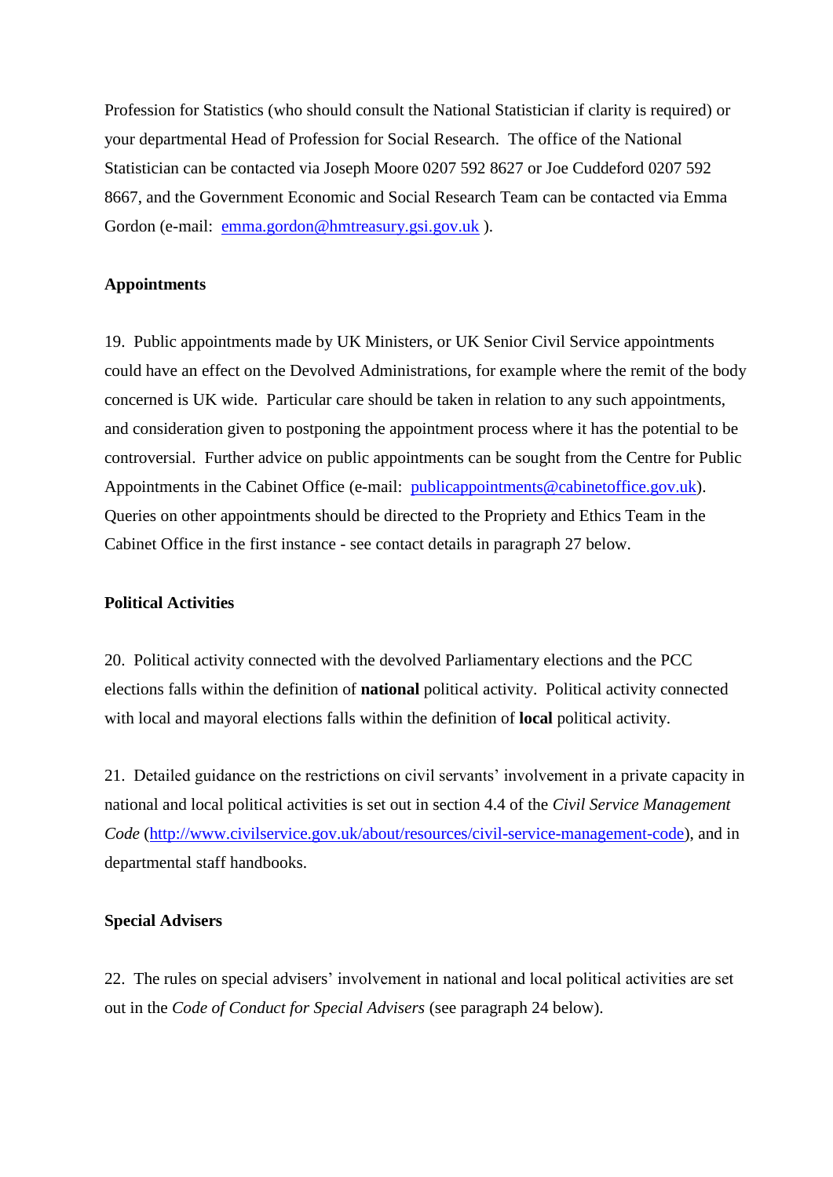Profession for Statistics (who should consult the National Statistician if clarity is required) or your departmental Head of Profession for Social Research. The office of the National Statistician can be contacted via Joseph Moore 0207 592 8627 or Joe Cuddeford 0207 592 8667, and the Government Economic and Social Research Team can be contacted via Emma Gordon (e-mail: [emma.gordon@hmtreasury.gsi.gov.uk](mailto:emma.gordon@hmtreasury.gsi.gov.uk) ).

**Appointments**

19. Public appointments made by UK Ministers, or UK Senior Civil Service appointments could have an effect on the Devolved Administrations, for example where the remit of the body concerned is UK wide. Particular care should be taken in relation to any such appointments, and consideration given to postponing the appointment process where it has the potential to be controversial. Further advice on public appointments can be sought from the Centre for Public Appointments in the Cabinet Office (e-mail: [publicappointments@cabinetoffice.gov.uk](mailto:publicappointments@cabinetoffice.gov.uk)). Queries on other appointments should be directed to the Propriety and Ethics Team in the Cabinet Office in the first instance - see contact details in paragraph 27 below.

**Political Activities**

20. Political activity connected with the devolved Parliamentary elections and the PCC elections falls within the definition of **national** political activity. Political activity connected with local and mayoral elections falls within the definition of **local** political activity.

21. Detailed guidance on the restrictions on civil servants' involvement in a private capacity in national and local political activities is set out in section 4.4 of the *Civil Service Management Code* ([http://www.civilservice.gov.uk/about/resources/civil-service-management-code](http://www.civilservice.gov.uk/about/resources/civil-service-management-code)), and in departmental staff handbooks.

**Special Advisers**

22. The rules on special advisers' involvement in national and local political activities are set out in the *Code of Conduct for Special Advisers* (see paragraph 24 below).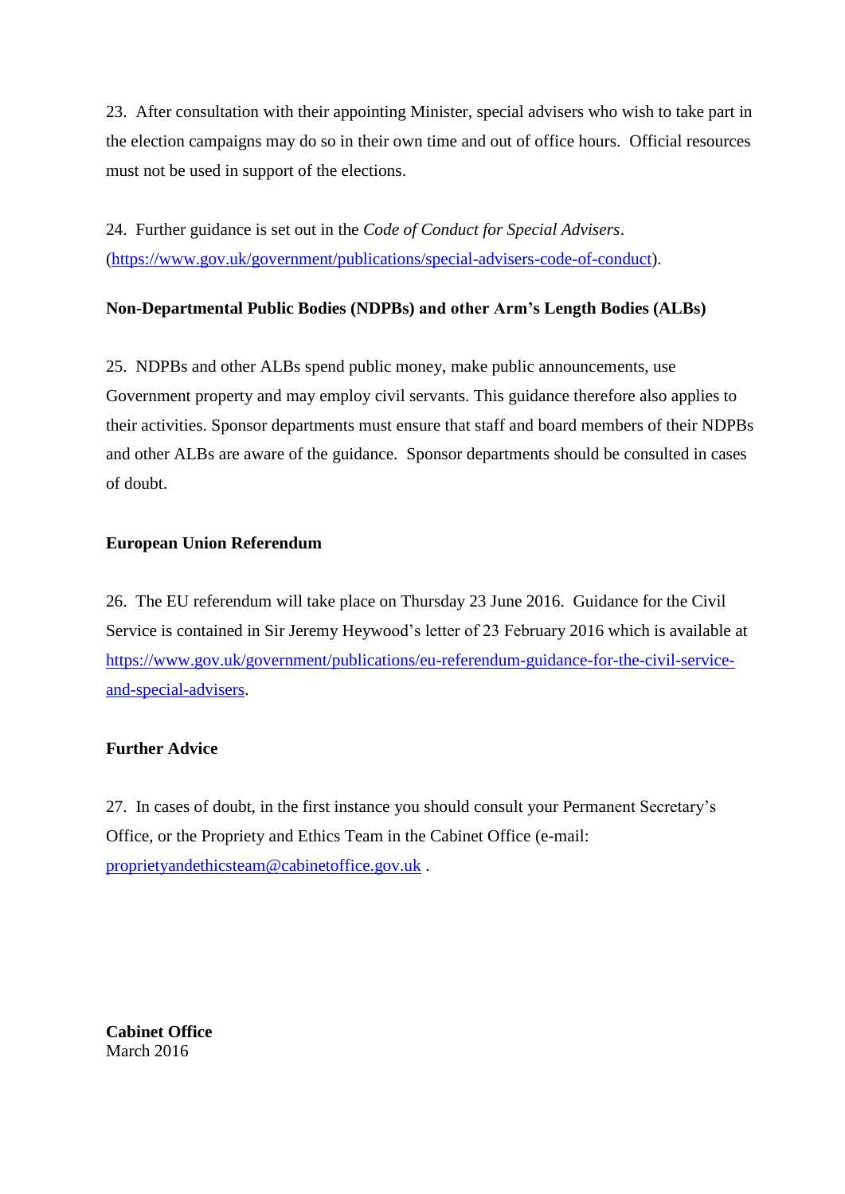23. After consultation with their appointing Minister, special advisers who wish to take part in the election campaigns may do so in their own time and out of office hours. Official resources must not be used in support of the elections.

24. Further guidance is set out in the *Code of Conduct for Special Advisers*. ([https://www.gov.uk/government/publications/special-advisers-code-of-conduct](https://www.gov.uk/government/publications/special-advisers-code-of-conduct)).

**Non-Departmental Public Bodies (NDPBs) and other Arm's Length Bodies (ALBs)**

25. NDPBs and other ALBs spend public money, make public announcements, use Government property and may employ civil servants. This guidance therefore also applies to their activities. Sponsor departments must ensure that staff and board members of their NDPBs and other ALBs are aware of the guidance. Sponsor departments should be consulted in cases of doubt.

**European Union Referendum**

26. The EU referendum will take place on Thursday 23 June 2016. Guidance for the Civil Service is contained in Sir Jeremy Heywood's letter of 23 February 2016 which is available at [https://www.gov.uk/government/publications/eu-referendum-guidance-for-the-civil-service-and-special-advisers](https://www.gov.uk/government/publications/eu-referendum-guidance-for-the-civil-service-and-special-advisers).

**Further Advice**

27. In cases of doubt, in the first instance you should consult your Permanent Secretary's Office, or the Propriety and Ethics Team in the Cabinet Office (e-mail: [proprietyandethicsteam@cabinetoffice.gov.uk](mailto:proprietyandethicsteam@cabinetoffice.gov.uk) .

**Cabinet Office**
March 2016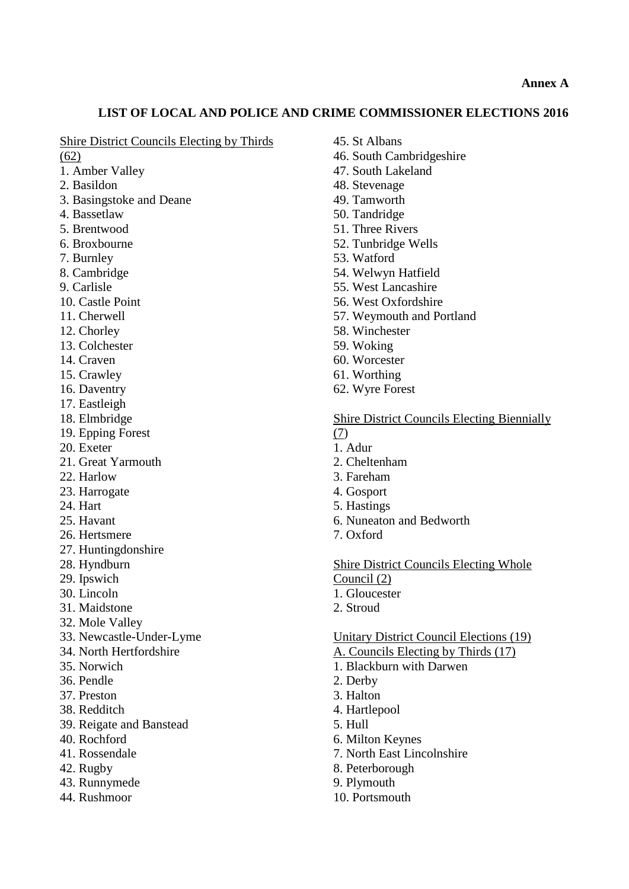**Annex A**

## LIST OF LOCAL AND POLICE AND CRIME COMMISSIONER ELECTIONS 2016

Shire District Councils Electing by Thirds (62)

1. Amber Valley
2. Basildon
3. Basingstoke and Deane
4. Bassetlaw
5. Brentwood
6. Broxbourne
7. Burnley
8. Cambridge
9. Carlisle
10. Castle Point
11. Cherwell
12. Chorley
13. Colchester
14. Craven
15. Crawley
16. Daventry
17. Eastleigh
18. Elmbridge
19. Epping Forest
20. Exeter
21. Great Yarmouth
22. Harlow
23. Harrogate
24. Hart
25. Havant
26. Hertsmere
27. Huntingdonshire
28. Hyndburn
29. Ipswich
30. Lincoln
31. Maidstone
32. Mole Valley
33. Newcastle-Under-Lyme
34. North Hertfordshire
35. Norwich
36. Pendle
37. Preston
38. Redditch
39. Reigate and Banstead
40. Rochford
41. Rossendale
42. Rugby
43. Runnymede
44. Rushmoor
45. St Albans
46. South Cambridgeshire
47. South Lakeland
48. Stevenage
49. Tamworth
50. Tandridge
51. Three Rivers
52. Tunbridge Wells
53. Watford
54. Welwyn Hatfield
55. West Lancashire
56. West Oxfordshire
57. Weymouth and Portland
58. Winchester
59. Woking
60. Worcester
61. Worthing
62. Wyre Forest

Shire District Councils Electing Biennially (7)

1. Adur
2. Cheltenham
3. Fareham
4. Gosport
5. Hastings
6. Nuneaton and Bedworth
7. Oxford

Shire District Councils Electing Whole Council (2)

1. Gloucester
2. Stroud

Unitary District Council Elections (19)

A. Councils Electing by Thirds (17)

1. Blackburn with Darwen
2. Derby
3. Halton
4. Hartlepool
5. Hull
6. Milton Keynes
7. North East Lincolnshire
8. Peterborough
9. Plymouth
10. Portsmouth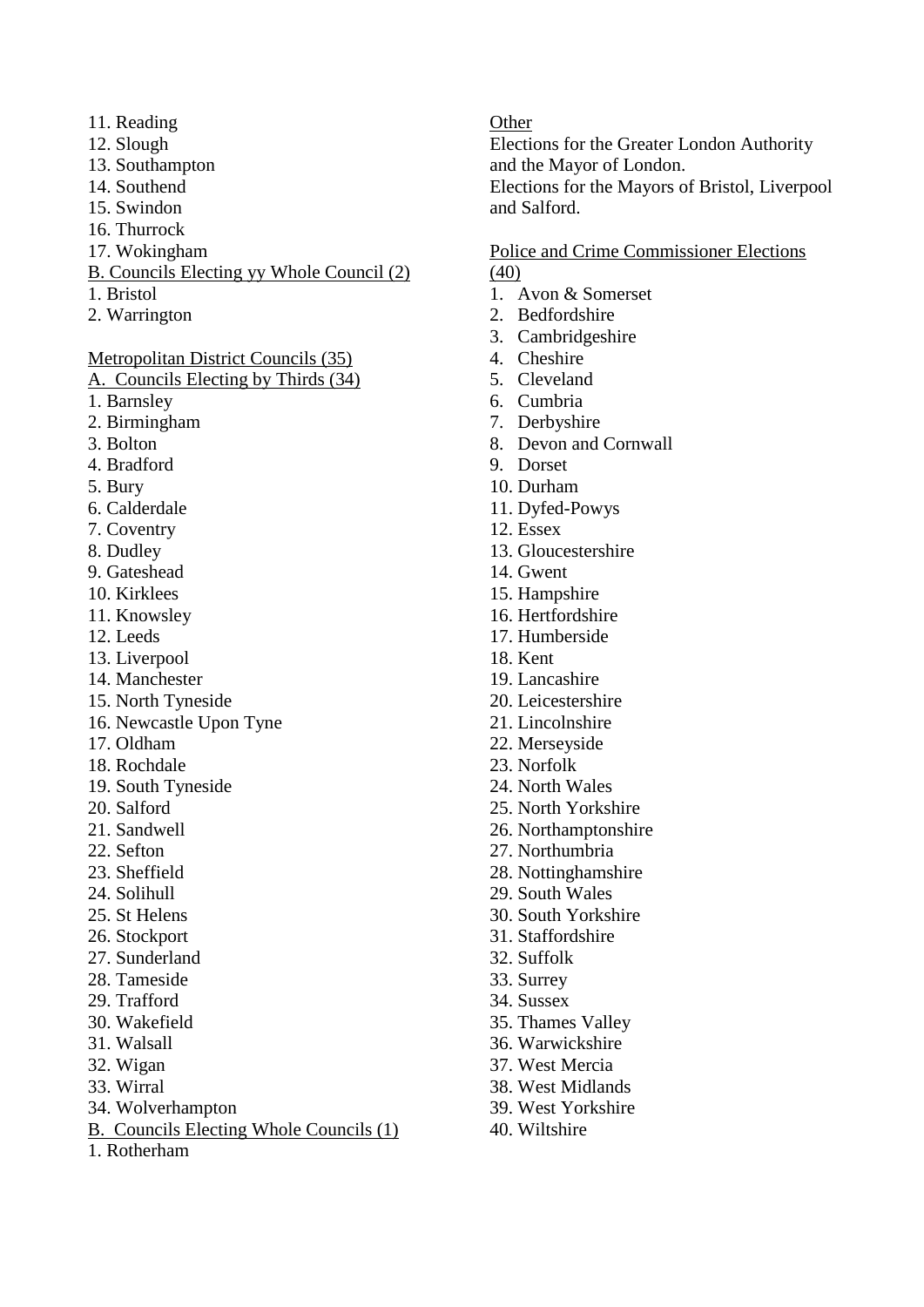11. Reading
12. Slough
13. Southampton
14. Southend
15. Swindon
16. Thurrock
17. Wokingham

B. Councils Electing yy Whole Council (2)

1. Bristol
2. Warrington

Metropolitan District Councils (35)

A. Councils Electing by Thirds (34)

1. Barnsley
2. Birmingham
3. Bolton
4. Bradford
5. Bury
6. Calderdale
7. Coventry
8. Dudley
9. Gateshead
10. Kirklees
11. Knowsley
12. Leeds
13. Liverpool
14. Manchester
15. North Tyneside
16. Newcastle Upon Tyne
17. Oldham
18. Rochdale
19. South Tyneside
20. Salford
21. Sandwell
22. Sefton
23. Sheffield
24. Solihull
25. St Helens
26. Stockport
27. Sunderland
28. Tameside
29. Trafford
30. Wakefield
31. Walsall
32. Wigan
33. Wirral
34. Wolverhampton

B. Councils Electing Whole Councils (1)

1. Rotherham

Other

Elections for the Greater London Authority and the Mayor of London.
Elections for the Mayors of Bristol, Liverpool and Salford.

Police and Crime Commissioner Elections (40)

1. Avon & Somerset
2. Bedfordshire
3. Cambridgeshire
4. Cheshire
5. Cleveland
6. Cumbria
7. Derbyshire
8. Devon and Cornwall
9. Dorset
10. Durham
11. Dyfed-Powys
12. Essex
13. Gloucestershire
14. Gwent
15. Hampshire
16. Hertfordshire
17. Humberside
18. Kent
19. Lancashire
20. Leicestershire
21. Lincolnshire
22. Merseyside
23. Norfolk
24. North Wales
25. North Yorkshire
26. Northamptonshire
27. Northumbria
28. Nottinghamshire
29. South Wales
30. South Yorkshire
31. Staffordshire
32. Suffolk
33. Surrey
34. Sussex
35. Thames Valley
36. Warwickshire
37. West Mercia
38. West Midlands
39. West Yorkshire
40. Wiltshire